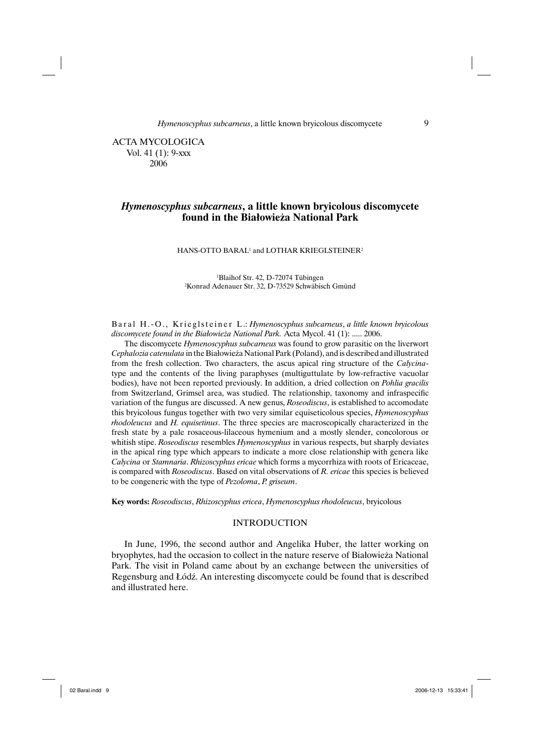ACTA MYCOLOGICA
Vol. 41 (1): 9-xxx
2006

# *Hymenoscyphus subcarneus*, a little known bryicolous discomycete found in the Białowieża National Park

HANS-OTTO BARAL[1] and LOTHAR KRIEGLSTEINER[2]

[1]Blaihof Str. 42, D-72074 Tübingen
[2]Konrad Adenauer Str. 32, D-73529 Schwäbisch Gmünd

Baral H.-O., Krieglsteiner L.: *Hymenoscyphus subcarneus*, *a little known bryicolous discomycete found in the Białowieża National Park.* Acta Mycol. 41 (1): ..... 2006.

The discomycete *Hymenoscyphus subcarneus* was found to grow parasitic on the liverwort *Cephalozia catenulata* in the Białowieża National Park (Poland), and is described and illustrated from the fresh collection. Two characters, the ascus apical ring structure of the *Calycina*-type and the contents of the living paraphyses (multiguttulate by low-refractive vacuolar bodies), have not been reported previously. In addition, a dried collection on *Pohlia gracilis* from Switzerland, Grimsel area, was studied. The relationship, taxonomy and infraspecific variation of the fungus are discussed. A new genus, *Roseodiscus*, is established to accomodate this bryicolous fungus together with two very similar equiseticolous species, *Hymenoscyphus rhodoleucus* and *H. equisetinus*. The three species are macroscopically characterized in the fresh state by a pale rosaceous-lilaceous hymenium and a mostly slender, concolorous or whitish stipe. *Roseodiscus* resembles *Hymenoscyphus* in various respects, but sharply deviates in the apical ring type which appears to indicate a more close relationship with genera like *Calycina* or *Stamnaria*. *Rhizoscyphus ericae* which forms a mycorrhiza with roots of Ericaceae, is compared with *Roseodiscus*. Based on vital observations of *R. ericae* this species is believed to be congeneric with the type of *Pezoloma*, *P. griseum*.

**Key words:** *Roseodiscus*, *Rhizoscyphus ericea*, *Hymenoscyphus rhodoleucus*, bryicolous

## INTRODUCTION

In June, 1996, the second author and Angelika Huber, the latter working on bryophytes, had the occasion to collect in the nature reserve of Białowieża National Park. The visit in Poland came about by an exchange between the universities of Regensburg and Łódź. An interesting discomycete could be found that is described and illustrated here.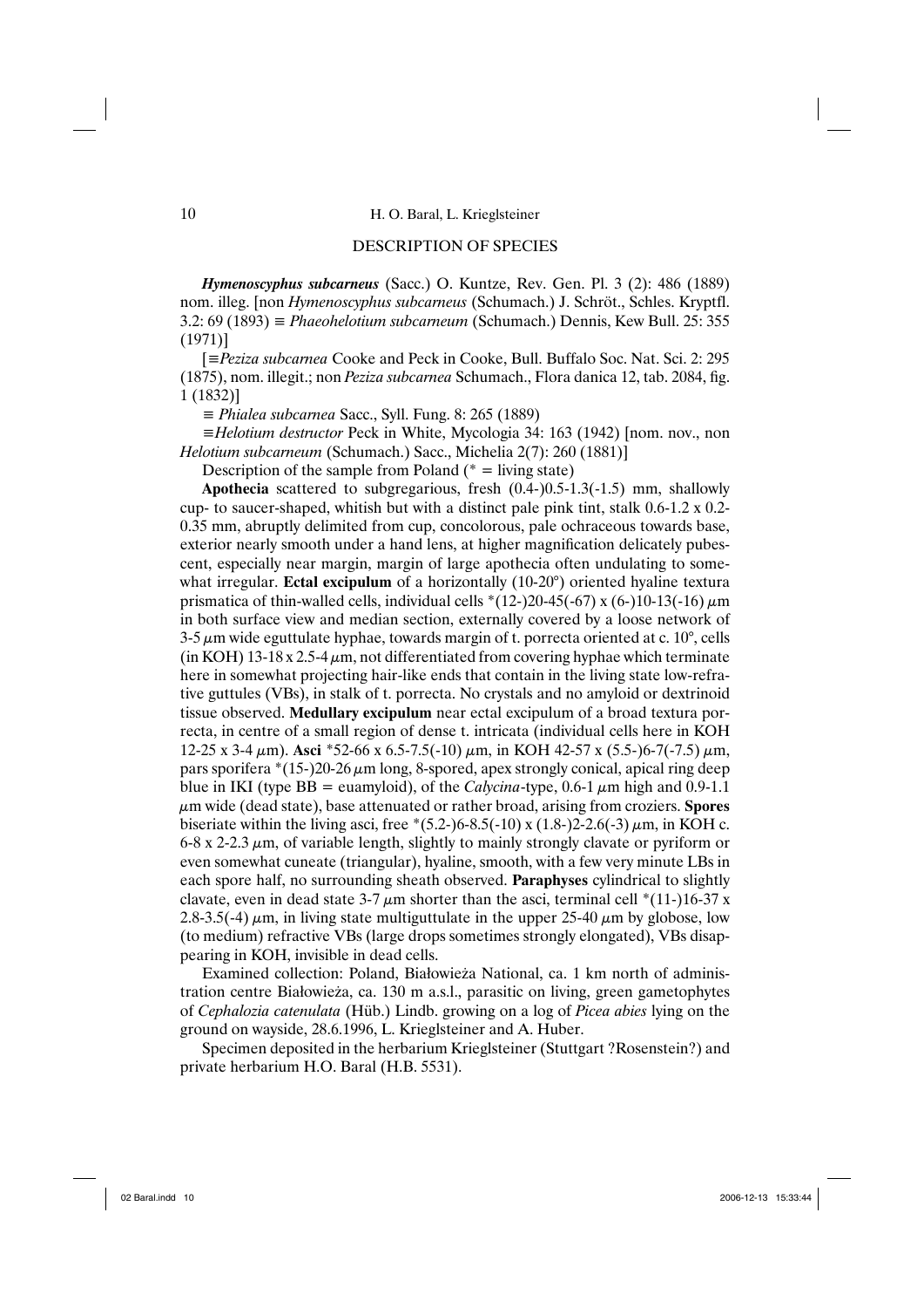## DESCRIPTION OF SPECIES

***Hymenoscyphus subcarneus*** (Sacc.) O. Kuntze, Rev. Gen. Pl. 3 (2): 486 (1889) nom. illeg. [non *Hymenoscyphus subcarneus* (Schumach.) J. Schröt., Schles. Kryptfl. 3.2: 69 (1893) ≡ *Phaeohelotium subcarneum* (Schumach.) Dennis, Kew Bull. 25: 355 (1971)]

[≡*Peziza subcarnea* Cooke and Peck in Cooke, Bull. Buffalo Soc. Nat. Sci. 2: 295 (1875), nom. illegit.; non *Peziza subcarnea* Schumach., Flora danica 12, tab. 2084, fig. 1 (1832)]

≡ *Phialea subcarnea* Sacc., Syll. Fung. 8: 265 (1889)

≡*Helotium destructor* Peck in White, Mycologia 34: 163 (1942) [nom. nov., non *Helotium subcarneum* (Schumach.) Sacc., Michelia 2(7): 260 (1881)]

Description of the sample from Poland (* = living state)

**Apothecia** scattered to subgregarious, fresh (0.4-)0.5-1.3(-1.5) mm, shallowly cup- to saucer-shaped, whitish but with a distinct pale pink tint, stalk 0.6-1.2 x 0.2-0.35 mm, abruptly delimited from cup, concolorous, pale ochraceous towards base, exterior nearly smooth under a hand lens, at higher magnification delicately pubescent, especially near margin, margin of large apothecia often undulating to somewhat irregular. **Ectal excipulum** of a horizontally (10-20°) oriented hyaline textura prismatica of thin-walled cells, individual cells *(12-)20-45(-67) x (6-)10-13(-16) $\mu$m in both surface view and median section, externally covered by a loose network of 3-5 $\mu$m wide eguttulate hyphae, towards margin of t. porrecta oriented at c. 10°, cells (in KOH) 13-18 x 2.5-4 $\mu$m, not differentiated from covering hyphae which terminate here in somewhat projecting hair-like ends that contain in the living state low-refractive guttules (VBs), in stalk of t. porrecta. No crystals and no amyloid or dextrinoid tissue observed. **Medullary excipulum** near ectal excipulum of a broad textura porrecta, in centre of a small region of dense t. intricata (individual cells here in KOH 12-25 x 3-4 $\mu$m). **Asci** *52-66 x 6.5-7.5(-10) $\mu$m, in KOH 42-57 x (5.5-)6-7(-7.5) $\mu$m, pars sporifera *(15-)20-26 $\mu$m long, 8-spored, apex strongly conical, apical ring deep blue in IKI (type BB = euamyloid), of the *Calycina*-type, 0.6-1 $\mu$m high and 0.9-1.1 $\mu$m wide (dead state), base attenuated or rather broad, arising from croziers. **Spores** biseriate within the living asci, free *(5.2-)6-8.5(-10) x (1.8-)2-2.6(-3) $\mu$m, in KOH c. 6-8 x 2-2.3 $\mu$m, of variable length, slightly to mainly strongly clavate or pyriform or even somewhat cuneate (triangular), hyaline, smooth, with a few very minute LBs in each spore half, no surrounding sheath observed. **Paraphyses** cylindrical to slightly clavate, even in dead state 3-7 $\mu$m shorter than the asci, terminal cell *(11-)16-37 x 2.8-3.5(-4) $\mu$m, in living state multiguttulate in the upper 25-40 $\mu$m by globose, low (to medium) refractive VBs (large drops sometimes strongly elongated), VBs disappearing in KOH, invisible in dead cells.

Examined collection: Poland, Białowieża National, ca. 1 km north of administration centre Białowieża, ca. 130 m a.s.l., parasitic on living, green gametophytes of *Cephalozia catenulata* (Hüb.) Lindb. growing on a log of *Picea abies* lying on the ground on wayside, 28.6.1996, L. Krieglsteiner and A. Huber.

Specimen deposited in the herbarium Krieglsteiner (Stuttgart ?Rosenstein?) and private herbarium H.O. Baral (H.B. 5531).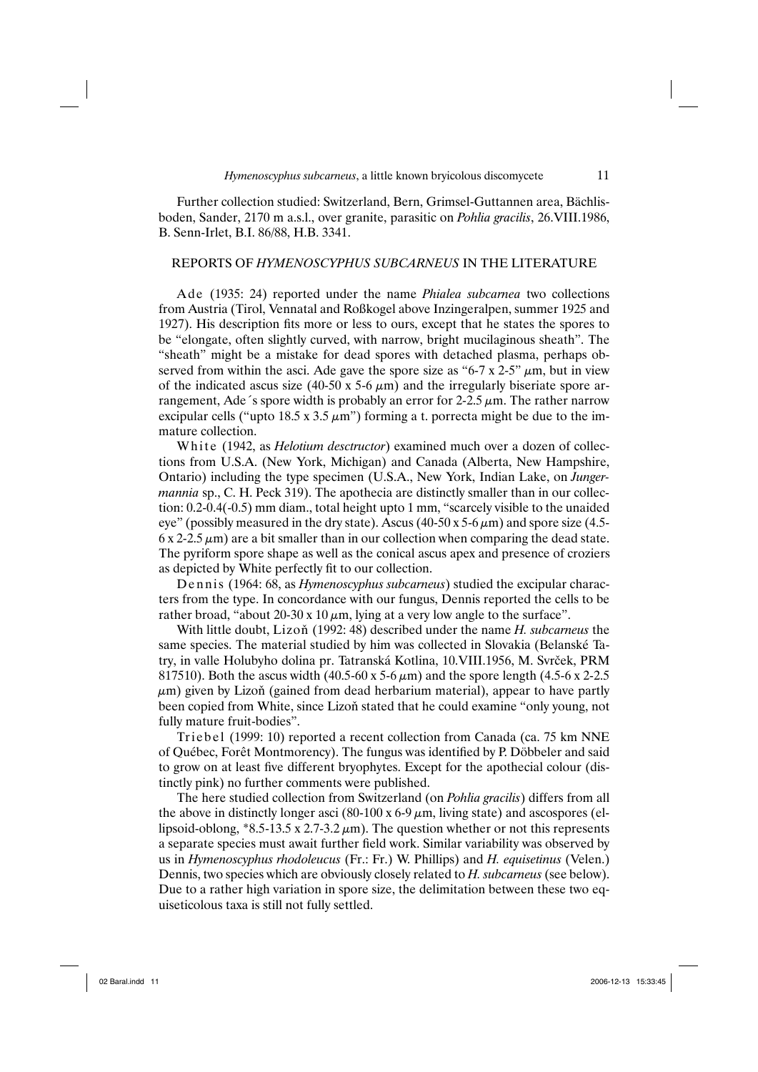Further collection studied: Switzerland, Bern, Grimsel-Guttannen area, Bächlisboden, Sander, 2170 m a.s.l., over granite, parasitic on *Pohlia gracilis*, 26.VIII.1986, B. Senn-Irlet, B.I. 86/88, H.B. 3341.

## REPORTS OF *HYMENOSCYPHUS SUBCARNEUS* IN THE LITERATURE

Ade (1935: 24) reported under the name *Phialea subcarnea* two collections from Austria (Tirol, Vennatal and Roßkogel above Inzingeralpen, summer 1925 and 1927). His description fits more or less to ours, except that he states the spores to be "elongate, often slightly curved, with narrow, bright mucilaginous sheath". The "sheath" might be a mistake for dead spores with detached plasma, perhaps observed from within the asci. Ade gave the spore size as "6-7 x 2-5" $\mu$m, but in view of the indicated ascus size (40-50 x 5-6 $\mu$m) and the irregularly biseriate spore arrangement, Ade´s spore width is probably an error for 2-2.5 $\mu$m. The rather narrow excipular cells ("upto 18.5 x 3.5 $\mu$m") forming a t. porrecta might be due to the immature collection.

White (1942, as *Helotium desctructor*) examined much over a dozen of collections from U.S.A. (New York, Michigan) and Canada (Alberta, New Hampshire, Ontario) including the type specimen (U.S.A., New York, Indian Lake, on *Jungermannia* sp., C. H. Peck 319). The apothecia are distinctly smaller than in our collection: 0.2-0.4(-0.5) mm diam., total height upto 1 mm, "scarcely visible to the unaided eye" (possibly measured in the dry state). Ascus (40-50 x 5-6 $\mu$m) and spore size (4.5-6 x 2-2.5 $\mu$m) are a bit smaller than in our collection when comparing the dead state. The pyriform spore shape as well as the conical ascus apex and presence of croziers as depicted by White perfectly fit to our collection.

Dennis (1964: 68, as *Hymenoscyphus subcarneus*) studied the excipular characters from the type. In concordance with our fungus, Dennis reported the cells to be rather broad, "about 20-30 x 10 $\mu$m, lying at a very low angle to the surface".

With little doubt, Lizoň (1992: 48) described under the name *H. subcarneus* the same species. The material studied by him was collected in Slovakia (Belanské Tatry, in valle Holubyho dolina pr. Tatranská Kotlina, 10.VIII.1956, M. Svrček, PRM 817510). Both the ascus width (40.5-60 x 5-6 $\mu$m) and the spore length (4.5-6 x 2-2.5 $\mu$m) given by Lizoň (gained from dead herbarium material), appear to have partly been copied from White, since Lizoň stated that he could examine "only young, not fully mature fruit-bodies".

Triebel (1999: 10) reported a recent collection from Canada (ca. 75 km NNE of Québec, Forêt Montmorency). The fungus was identified by P. Döbbeler and said to grow on at least five different bryophytes. Except for the apothecial colour (distinctly pink) no further comments were published.

The here studied collection from Switzerland (on *Pohlia gracilis*) differs from all the above in distinctly longer asci (80-100 x 6-9 $\mu$m, living state) and ascospores (ellipsoid-oblong, *8.5-13.5 x 2.7-3.2 $\mu$m). The question whether or not this represents a separate species must await further field work. Similar variability was observed by us in *Hymenoscyphus rhodoleucus* (Fr.: Fr.) W. Phillips) and *H. equisetinus* (Velen.) Dennis, two species which are obviously closely related to *H. subcarneus* (see below). Due to a rather high variation in spore size, the delimitation between these two equiseticolous taxa is still not fully settled.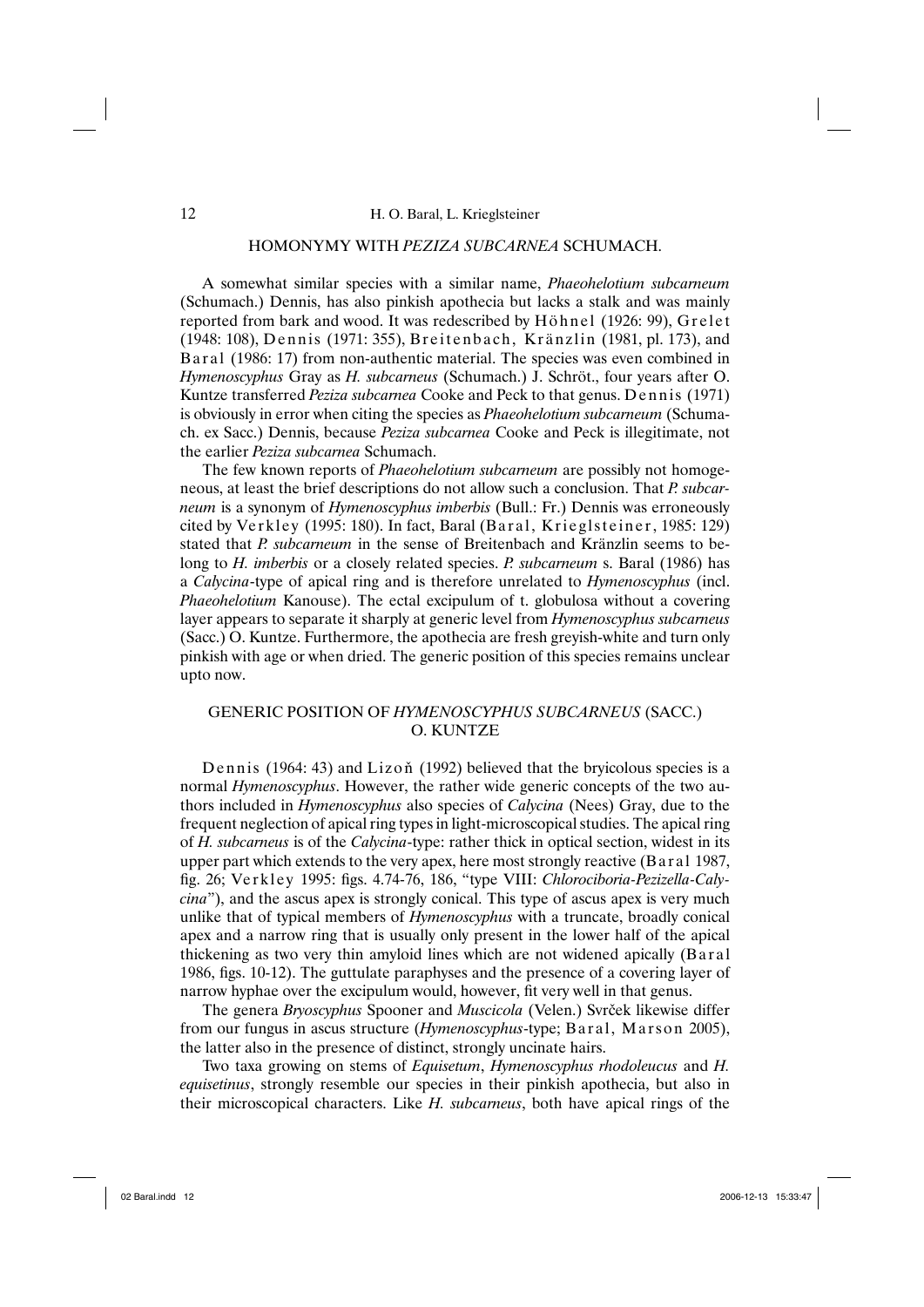## HOMONYMY WITH *PEZIZA SUBCARNEA* SCHUMACH.

A somewhat similar species with a similar name, *Phaeohelotium subcarneum* (Schumach.) Dennis, has also pinkish apothecia but lacks a stalk and was mainly reported from bark and wood. It was redescribed by Höhnel (1926: 99), Grelet (1948: 108), Dennis (1971: 355), Breitenbach, Kränzlin (1981, pl. 173), and Baral (1986: 17) from non-authentic material. The species was even combined in *Hymenoscyphus* Gray as *H. subcarneus* (Schumach.) J. Schröt., four years after O. Kuntze transferred *Peziza subcarnea* Cooke and Peck to that genus. Dennis (1971) is obviously in error when citing the species as *Phaeohelotium subcarneum* (Schumach. ex Sacc.) Dennis, because *Peziza subcarnea* Cooke and Peck is illegitimate, not the earlier *Peziza subcarnea* Schumach.

The few known reports of *Phaeohelotium subcarneum* are possibly not homogeneous, at least the brief descriptions do not allow such a conclusion. That *P. subcarneum* is a synonym of *Hymenoscyphus imberbis* (Bull.: Fr.) Dennis was erroneously cited by Verkley (1995: 180). In fact, Baral (Baral, Krieglsteiner, 1985: 129) stated that *P. subcarneum* in the sense of Breitenbach and Kränzlin seems to belong to *H. imberbis* or a closely related species. *P. subcarneum* s. Baral (1986) has a *Calycina*-type of apical ring and is therefore unrelated to *Hymenoscyphus* (incl. *Phaeohelotium* Kanouse). The ectal excipulum of t. globulosa without a covering layer appears to separate it sharply at generic level from *Hymenoscyphus subcarneus* (Sacc.) O. Kuntze. Furthermore, the apothecia are fresh greyish-white and turn only pinkish with age or when dried. The generic position of this species remains unclear upto now.

## GENERIC POSITION OF *HYMENOSCYPHUS SUBCARNEUS* (SACC.) O. KUNTZE

Dennis (1964: 43) and Lizoň (1992) believed that the bryicolous species is a normal *Hymenoscyphus*. However, the rather wide generic concepts of the two authors included in *Hymenoscyphus* also species of *Calycina* (Nees) Gray, due to the frequent neglection of apical ring types in light-microscopical studies. The apical ring of *H. subcarneus* is of the *Calycina*-type: rather thick in optical section, widest in its upper part which extends to the very apex, here most strongly reactive (Baral 1987, fig. 26; Verkley 1995: figs. 4.74-76, 186, "type VIII: *Chlorociboria-Pezizella-Calycina*"), and the ascus apex is strongly conical. This type of ascus apex is very much unlike that of typical members of *Hymenoscyphus* with a truncate, broadly conical apex and a narrow ring that is usually only present in the lower half of the apical thickening as two very thin amyloid lines which are not widened apically (Baral 1986, figs. 10-12). The guttulate paraphyses and the presence of a covering layer of narrow hyphae over the excipulum would, however, fit very well in that genus.

The genera *Bryoscyphus* Spooner and *Muscicola* (Velen.) Svrček likewise differ from our fungus in ascus structure (*Hymenoscyphus*-type; Baral, Marson 2005), the latter also in the presence of distinct, strongly uncinate hairs.

Two taxa growing on stems of *Equisetum*, *Hymenoscyphus rhodoleucus* and *H. equisetinus*, strongly resemble our species in their pinkish apothecia, but also in their microscopical characters. Like *H. subcarneus*, both have apical rings of the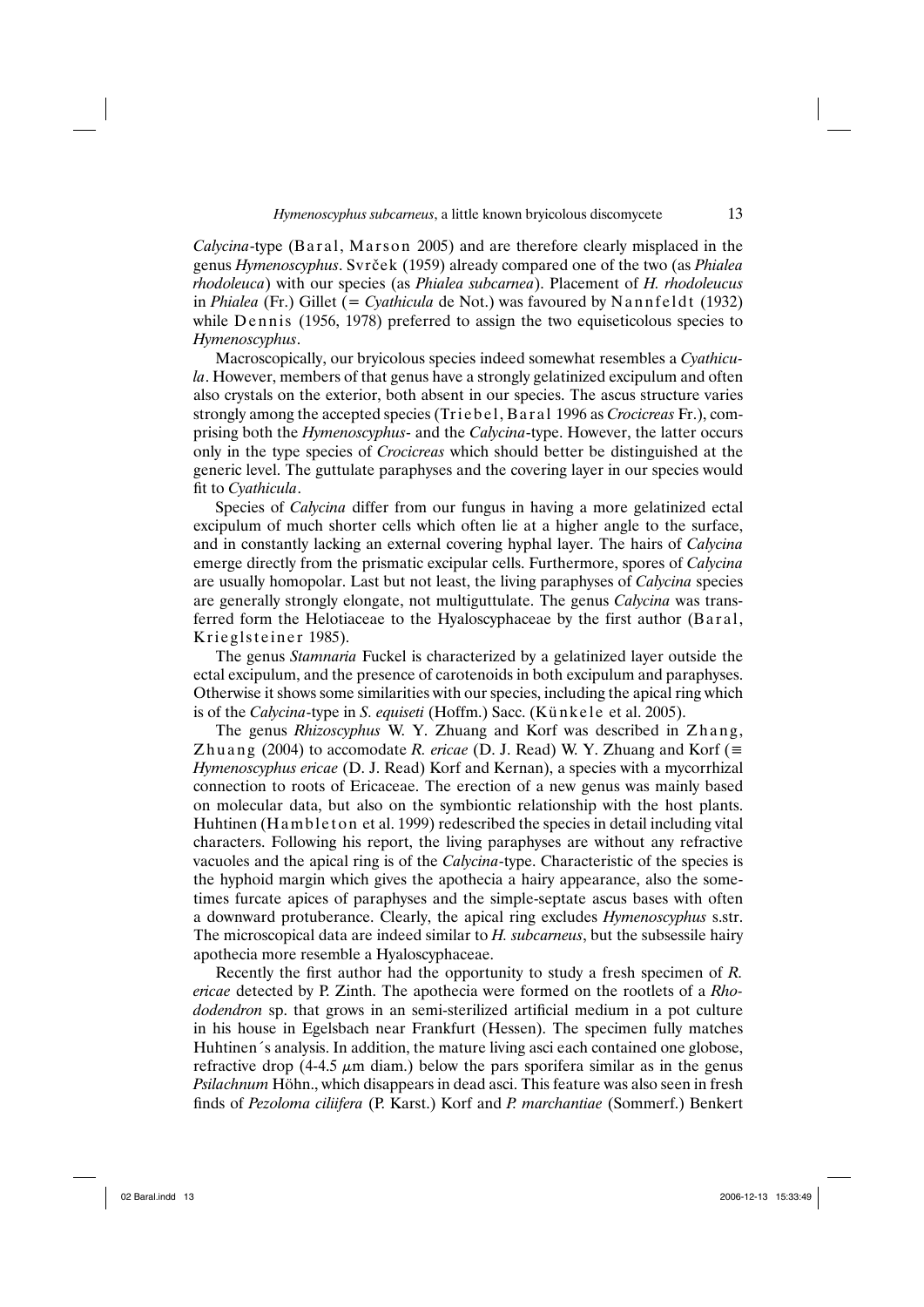*Calycina*-type (Baral, Marson 2005) and are therefore clearly misplaced in the genus *Hymenoscyphus*. Svrček (1959) already compared one of the two (as *Phialea rhodoleuca*) with our species (as *Phialea subcarnea*). Placement of *H. rhodoleucus* in *Phialea* (Fr.) Gillet (= *Cyathicula* de Not.) was favoured by Nannfeldt (1932) while Dennis (1956, 1978) preferred to assign the two equiseticolous species to *Hymenoscyphus*.

Macroscopically, our bryicolous species indeed somewhat resembles a *Cyathicula*. However, members of that genus have a strongly gelatinized excipulum and often also crystals on the exterior, both absent in our species. The ascus structure varies strongly among the accepted species (Triebel, Baral 1996 as *Crocicreas* Fr.), comprising both the *Hymenoscyphus*- and the *Calycina*-type. However, the latter occurs only in the type species of *Crocicreas* which should better be distinguished at the generic level. The guttulate paraphyses and the covering layer in our species would fit to *Cyathicula*.

Species of *Calycina* differ from our fungus in having a more gelatinized ectal excipulum of much shorter cells which often lie at a higher angle to the surface, and in constantly lacking an external covering hyphal layer. The hairs of *Calycina* emerge directly from the prismatic excipular cells. Furthermore, spores of *Calycina* are usually homopolar. Last but not least, the living paraphyses of *Calycina* species are generally strongly elongate, not multiguttulate. The genus *Calycina* was transferred form the Helotiaceae to the Hyaloscyphaceae by the first author (Baral, Krieglsteiner 1985).

The genus *Stamnaria* Fuckel is characterized by a gelatinized layer outside the ectal excipulum, and the presence of carotenoids in both excipulum and paraphyses. Otherwise it shows some similarities with our species, including the apical ring which is of the *Calycina*-type in *S. equiseti* (Hoffm.) Sacc. (Künkele et al. 2005).

The genus *Rhizoscyphus* W. Y. Zhuang and Korf was described in Zhang, Zhuang (2004) to accomodate *R. ericae* (D. J. Read) W. Y. Zhuang and Korf (≡ *Hymenoscyphus ericae* (D. J. Read) Korf and Kernan), a species with a mycorrhizal connection to roots of Ericaceae. The erection of a new genus was mainly based on molecular data, but also on the symbiontic relationship with the host plants. Huhtinen (Hambleton et al. 1999) redescribed the species in detail including vital characters. Following his report, the living paraphyses are without any refractive vacuoles and the apical ring is of the *Calycina*-type. Characteristic of the species is the hyphoid margin which gives the apothecia a hairy appearance, also the sometimes furcate apices of paraphyses and the simple-septate ascus bases with often a downward protuberance. Clearly, the apical ring excludes *Hymenoscyphus* s.str. The microscopical data are indeed similar to *H. subcarneus*, but the subsessile hairy apothecia more resemble a Hyaloscyphaceae.

Recently the first author had the opportunity to study a fresh specimen of *R. ericae* detected by P. Zinth. The apothecia were formed on the rootlets of a *Rhododendron* sp. that grows in an semi-sterilized artificial medium in a pot culture in his house in Egelsbach near Frankfurt (Hessen). The specimen fully matches Huhtinen´s analysis. In addition, the mature living asci each contained one globose, refractive drop (4-4.5 $\mu$m diam.) below the pars sporifera similar as in the genus *Psilachnum* Höhn., which disappears in dead asci. This feature was also seen in fresh finds of *Pezoloma ciliifera* (P. Karst.) Korf and *P. marchantiae* (Sommerf.) Benkert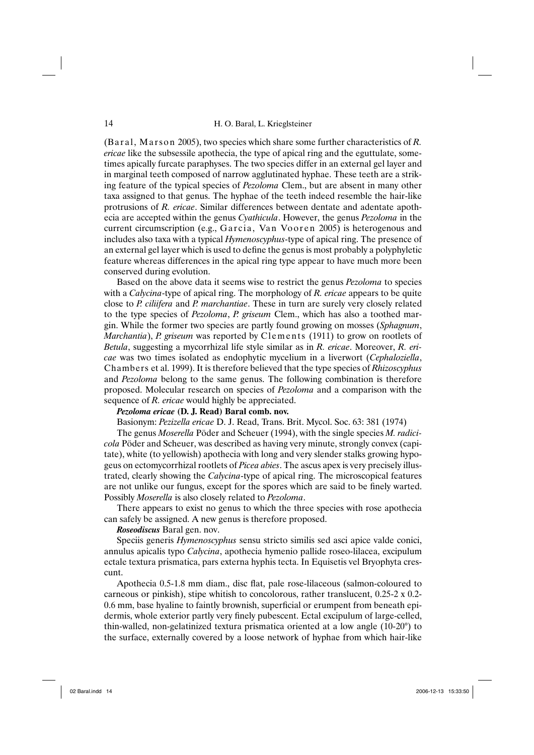(Baral, Marson 2005), two species which share some further characteristics of *R. ericae* like the subsessile apothecia, the type of apical ring and the eguttulate, sometimes apically furcate paraphyses. The two species differ in an external gel layer and in marginal teeth composed of narrow agglutinated hyphae. These teeth are a striking feature of the typical species of *Pezoloma* Clem., but are absent in many other taxa assigned to that genus. The hyphae of the teeth indeed resemble the hair-like protrusions of *R. ericae*. Similar differences between dentate and adentate apothecia are accepted within the genus *Cyathicula*. However, the genus *Pezoloma* in the current circumscription (e.g., Garcia, Van Vooren 2005) is heterogenous and includes also taxa with a typical *Hymenoscyphus*-type of apical ring. The presence of an external gel layer which is used to define the genus is most probably a polyphyletic feature whereas differences in the apical ring type appear to have much more been conserved during evolution.

Based on the above data it seems wise to restrict the genus *Pezoloma* to species with a *Calycina*-type of apical ring. The morphology of *R. ericae* appears to be quite close to *P. ciliifera* and *P. marchantiae*. These in turn are surely very closely related to the type species of *Pezoloma*, *P. griseum* Clem., which has also a toothed margin. While the former two species are partly found growing on mosses (*Sphagnum*, *Marchantia*), *P. griseum* was reported by Clements (1911) to grow on rootlets of *Betula*, suggesting a mycorrhizal life style similar as in *R. ericae*. Moreover, *R. ericae* was two times isolated as endophytic mycelium in a liverwort (*Cephaloziella*, Chambers et al. 1999). It is therefore believed that the type species of *Rhizoscyphus* and *Pezoloma* belong to the same genus. The following combination is therefore proposed. Molecular research on species of *Pezoloma* and a comparison with the sequence of *R. ericae* would highly be appreciated.

***Pezoloma ericae*** **(D. J. Read) Baral comb. nov.**

Basionym: *Pezizella ericae* D. J. Read, Trans. Brit. Mycol. Soc. 63: 381 (1974)

The genus *Moserella* Pöder and Scheuer (1994), with the single species *M. radicicola* Pöder and Scheuer, was described as having very minute, strongly convex (capitate), white (to yellowish) apothecia with long and very slender stalks growing hypogeus on ectomycorrhizal rootlets of *Picea abies*. The ascus apex is very precisely illustrated, clearly showing the *Calycina*-type of apical ring. The microscopical features are not unlike our fungus, except for the spores which are said to be finely warted. Possibly *Moserella* is also closely related to *Pezoloma*.

There appears to exist no genus to which the three species with rose apothecia can safely be assigned. A new genus is therefore proposed.

***Roseodiscus*** Baral gen. nov.

Speciis generis *Hymenoscyphus* sensu stricto similis sed asci apice valde conici, annulus apicalis typo *Calycina*, apothecia hymenio pallide roseo-lilacea, excipulum ectale textura prismatica, pars externa hyphis tecta. In Equisetis vel Bryophyta crescunt.

Apothecia 0.5-1.8 mm diam., disc flat, pale rose-lilaceous (salmon-coloured to carneous or pinkish), stipe whitish to concolorous, rather translucent, 0.25-2 x 0.2-0.6 mm, base hyaline to faintly brownish, superficial or erumpent from beneath epidermis, whole exterior partly very finely pubescent. Ectal excipulum of large-celled, thin-walled, non-gelatinized textura prismatica oriented at a low angle (10-20°) to the surface, externally covered by a loose network of hyphae from which hair-like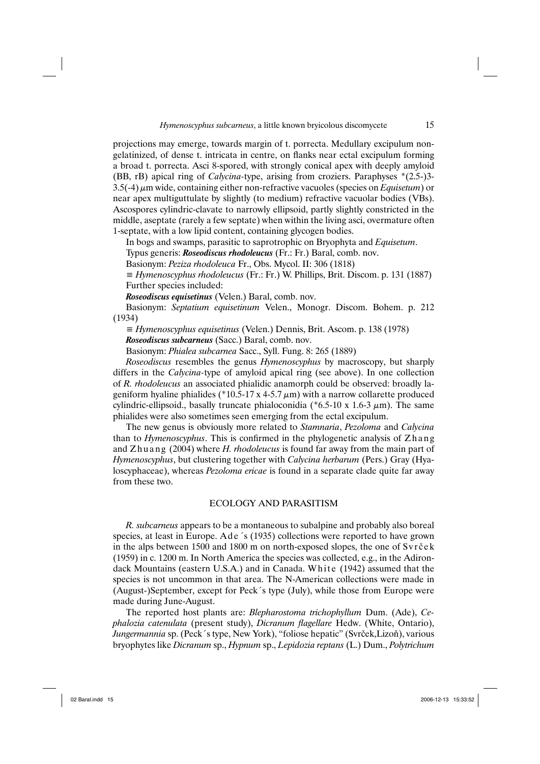projections may emerge, towards margin of t. porrecta. Medullary excipulum non-gelatinized, of dense t. intricata in centre, on flanks near ectal excipulum forming a broad t. porrecta. Asci 8-spored, with strongly conical apex with deeply amyloid (BB, rB) apical ring of *Calycina*-type, arising from croziers. Paraphyses *(2.5-)3-3.5(-4) $\mu$m wide, containing either non-refractive vacuoles (species on *Equisetum*) or near apex multiguttulate by slightly (to medium) refractive vacuolar bodies (VBs). Ascospores cylindric-clavate to narrowly ellipsoid, partly slightly constricted in the middle, aseptate (rarely a few septate) when within the living asci, overmature often 1-septate, with a low lipid content, containing glycogen bodies.

In bogs and swamps, parasitic to saprotrophic on Bryophyta and *Equisetum*.

Typus generis: ***Roseodiscus rhodoleucus*** (Fr.: Fr.) Baral, comb. nov.

Basionym: *Peziza rhodoleuca* Fr., Obs. Mycol. II: 306 (1818)

≡ *Hymenoscyphus rhodoleucus* (Fr.: Fr.) W. Phillips, Brit. Discom. p. 131 (1887)

Further species included:

***Roseodiscus equisetinus*** (Velen.) Baral, comb. nov.

Basionym: *Septatium equisetinum* Velen., Monogr. Discom. Bohem. p. 212 (1934)

≡ *Hymenoscyphus equisetinus* (Velen.) Dennis, Brit. Ascom. p. 138 (1978)

***Roseodiscus subcarneus*** (Sacc.) Baral, comb. nov.

Basionym: *Phialea subcarnea* Sacc., Syll. Fung. 8: 265 (1889)

*Roseodiscus* resembles the genus *Hymenoscyphus* by macroscopy, but sharply differs in the *Calycina*-type of amyloid apical ring (see above). In one collection of *R. rhodoleucus* an associated phialidic anamorph could be observed: broadly lageniform hyaline phialides (*10.5-17 x 4-5.7 $\mu$m) with a narrow collarette produced cylindric-ellipsoid., basally truncate phialoconidia (*6.5-10 x 1.6-3 $\mu$m). The same phialides were also sometimes seen emerging from the ectal excipulum.

The new genus is obviously more related to *Stamnaria*, *Pezoloma* and *Calycina* than to *Hymenoscyphus*. This is confirmed in the phylogenetic analysis of Zhang and Zhuang (2004) where *H. rhodoleucus* is found far away from the main part of *Hymenoscyphus*, but clustering together with *Calycina herbarum* (Pers.) Gray (Hyaloscyphaceae), whereas *Pezoloma ericae* is found in a separate clade quite far away from these two.

## ECOLOGY AND PARASITISM

*R. subcarneus* appears to be a montaneous to subalpine and probably also boreal species, at least in Europe. Ade´s (1935) collections were reported to have grown in the alps between 1500 and 1800 m on north-exposed slopes, the one of Svrček (1959) in c. 1200 m. In North America the species was collected, e.g., in the Adirondack Mountains (eastern U.S.A.) and in Canada. White (1942) assumed that the species is not uncommon in that area. The N-American collections were made in (August-)September, except for Peck´s type (July), while those from Europe were made during June-August.

The reported host plants are: *Blepharostoma trichophyllum* Dum. (Ade), *Cephalozia catenulata* (present study), *Dicranum flagellare* Hedw. (White, Ontario), *Jungermannia* sp. (Peck´s type, New York), "foliose hepatic" (Svrček,Lizoň), various bryophytes like *Dicranum* sp., *Hypnum* sp., *Lepidozia reptans* (L.) Dum., *Polytrichum*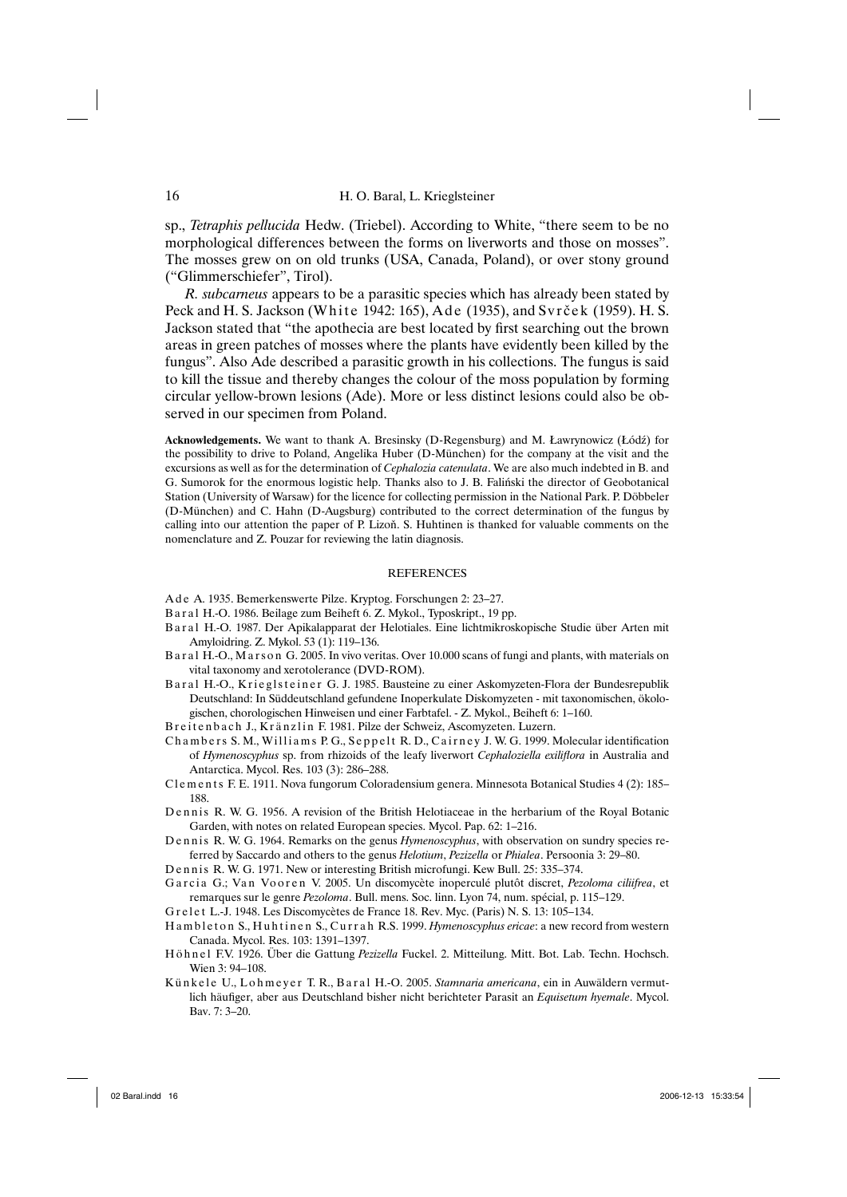sp., *Tetraphis pellucida* Hedw. (Triebel). According to White, "there seem to be no morphological differences between the forms on liverworts and those on mosses". The mosses grew on on old trunks (USA, Canada, Poland), or over stony ground ("Glimmerschiefer", Tirol).

*R. subcarneus* appears to be a parasitic species which has already been stated by Peck and H. S. Jackson (White 1942: 165), Ade (1935), and Svrček (1959). H. S. Jackson stated that "the apothecia are best located by first searching out the brown areas in green patches of mosses where the plants have evidently been killed by the fungus". Also Ade described a parasitic growth in his collections. The fungus is said to kill the tissue and thereby changes the colour of the moss population by forming circular yellow-brown lesions (Ade). More or less distinct lesions could also be observed in our specimen from Poland.

**Acknowledgements.** We want to thank A. Bresinsky (D-Regensburg) and M. Ławrynowicz (Łódź) for the possibility to drive to Poland, Angelika Huber (D-München) for the company at the visit and the excursions as well as for the determination of *Cephalozia catenulata*. We are also much indebted in B. and G. Sumorok for the enormous logistic help. Thanks also to J. B. Faliński the director of Geobotanical Station (University of Warsaw) for the licence for collecting permission in the National Park. P. Döbbeler (D-München) and C. Hahn (D-Augsburg) contributed to the correct determination of the fungus by calling into our attention the paper of P. Lizoň. S. Huhtinen is thanked for valuable comments on the nomenclature and Z. Pouzar for reviewing the latin diagnosis.

## REFERENCES

Ade A. 1935. Bemerkenswerte Pilze. Kryptog. Forschungen 2: 23–27.

Baral H.-O. 1986. Beilage zum Beiheft 6. Z. Mykol., Typoskript., 19 pp.

Baral H.-O. 1987. Der Apikalapparat der Helotiales. Eine lichtmikroskopische Studie über Arten mit Amyloidring. Z. Mykol. 53 (1): 119–136.

Baral H.-O., Marson G. 2005. In vivo veritas. Over 10.000 scans of fungi and plants, with materials on vital taxonomy and xerotolerance (DVD-ROM).

Baral H.-O., Krieglsteiner G. J. 1985. Bausteine zu einer Askomyzeten-Flora der Bundesrepublik Deutschland: In Süddeutschland gefundene Inoperkulate Diskomyzeten - mit taxonomischen, ökologischen, chorologischen Hinweisen und einer Farbtafel. - Z. Mykol., Beiheft 6: 1–160.

Breitenbach J., Kränzlin F. 1981. Pilze der Schweiz, Ascomyzeten. Luzern.

Chambers S. M., Williams P. G., Seppelt R. D., Cairney J. W. G. 1999. Molecular identification of *Hymenoscyphus* sp. from rhizoids of the leafy liverwort *Cephaloziella exiliflora* in Australia and Antarctica. Mycol. Res. 103 (3): 286–288.

Clements F. E. 1911. Nova fungorum Coloradensium genera. Minnesota Botanical Studies 4 (2): 185–188.

Dennis R. W. G. 1956. A revision of the British Helotiaceae in the herbarium of the Royal Botanic Garden, with notes on related European species. Mycol. Pap. 62: 1–216.

Dennis R. W. G. 1964. Remarks on the genus *Hymenoscyphus*, with observation on sundry species referred by Saccardo and others to the genus *Helotium*, *Pezizella* or *Phialea*. Persoonia 3: 29–80.

Dennis R. W. G. 1971. New or interesting British microfungi. Kew Bull. 25: 335–374.

Garcia G.; Van Vooren V. 2005. Un discomycète inoperculé plutôt discret, *Pezoloma ciliifrea*, et remarques sur le genre *Pezoloma*. Bull. mens. Soc. linn. Lyon 74, num. spécial, p. 115–129.

Grelet L.-J. 1948. Les Discomycètes de France 18. Rev. Myc. (Paris) N. S. 13: 105–134.

Hambleton S., Huhtinen S., Currah R.S. 1999. *Hymenoscyphus ericae*: a new record from western Canada. Mycol. Res. 103: 1391–1397.

Höhnel F.V. 1926. Über die Gattung *Pezizella* Fuckel. 2. Mitteilung. Mitt. Bot. Lab. Techn. Hochsch. Wien 3: 94–108.

Künkele U., Lohmeyer T. R., Baral H.-O. 2005. *Stamnaria americana*, ein in Auwäldern vermutlich häufiger, aber aus Deutschland bisher nicht berichteter Parasit an *Equisetum hyemale*. Mycol. Bav. 7: 3–20.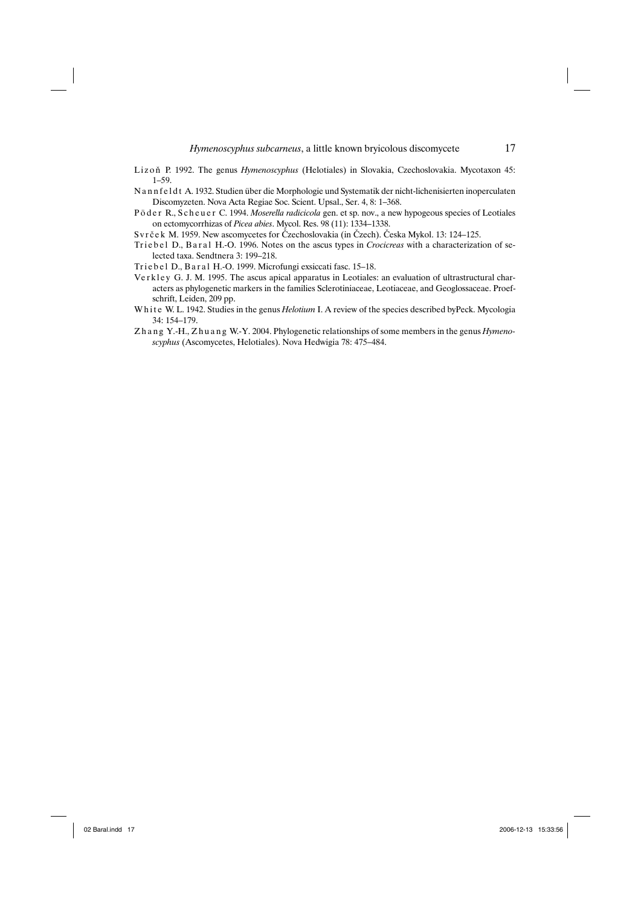Lizoň P. 1992. The genus *Hymenoscyphus* (Helotiales) in Slovakia, Czechoslovakia. Mycotaxon 45: 1–59.

Nannfeldt A. 1932. Studien über die Morphologie und Systematik der nicht-lichenisierten inoperculaten Discomyzeten. Nova Acta Regiae Soc. Scient. Upsal., Ser. 4, 8: 1–368.

Pöder R., Scheuer C. 1994. *Moserella radicicola* gen. et sp. nov., a new hypogeous species of Leotiales on ectomycorrhizas of *Picea abies*. Mycol. Res. 98 (11): 1334–1338.

Svrček M. 1959. New ascomycetes for Czechoslovakia (in Czech). Česka Mykol. 13: 124–125.

Triebel D., Baral H.-O. 1996. Notes on the ascus types in *Crocicreas* with a characterization of selected taxa. Sendtnera 3: 199–218.

Triebel D., Baral H.-O. 1999. Microfungi exsiccati fasc. 15–18.

Verkley G. J. M. 1995. The ascus apical apparatus in Leotiales: an evaluation of ultrastructural characters as phylogenetic markers in the families Sclerotiniaceae, Leotiaceae, and Geoglossaceae. Proefschrift, Leiden, 209 pp.

White W. L. 1942. Studies in the genus *Helotium* I. A review of the species described byPeck. Mycologia 34: 154–179.

Zhang Y.-H., Zhuang W.-Y. 2004. Phylogenetic relationships of some members in the genus *Hymenoscyphus* (Ascomycetes, Helotiales). Nova Hedwigia 78: 475–484.